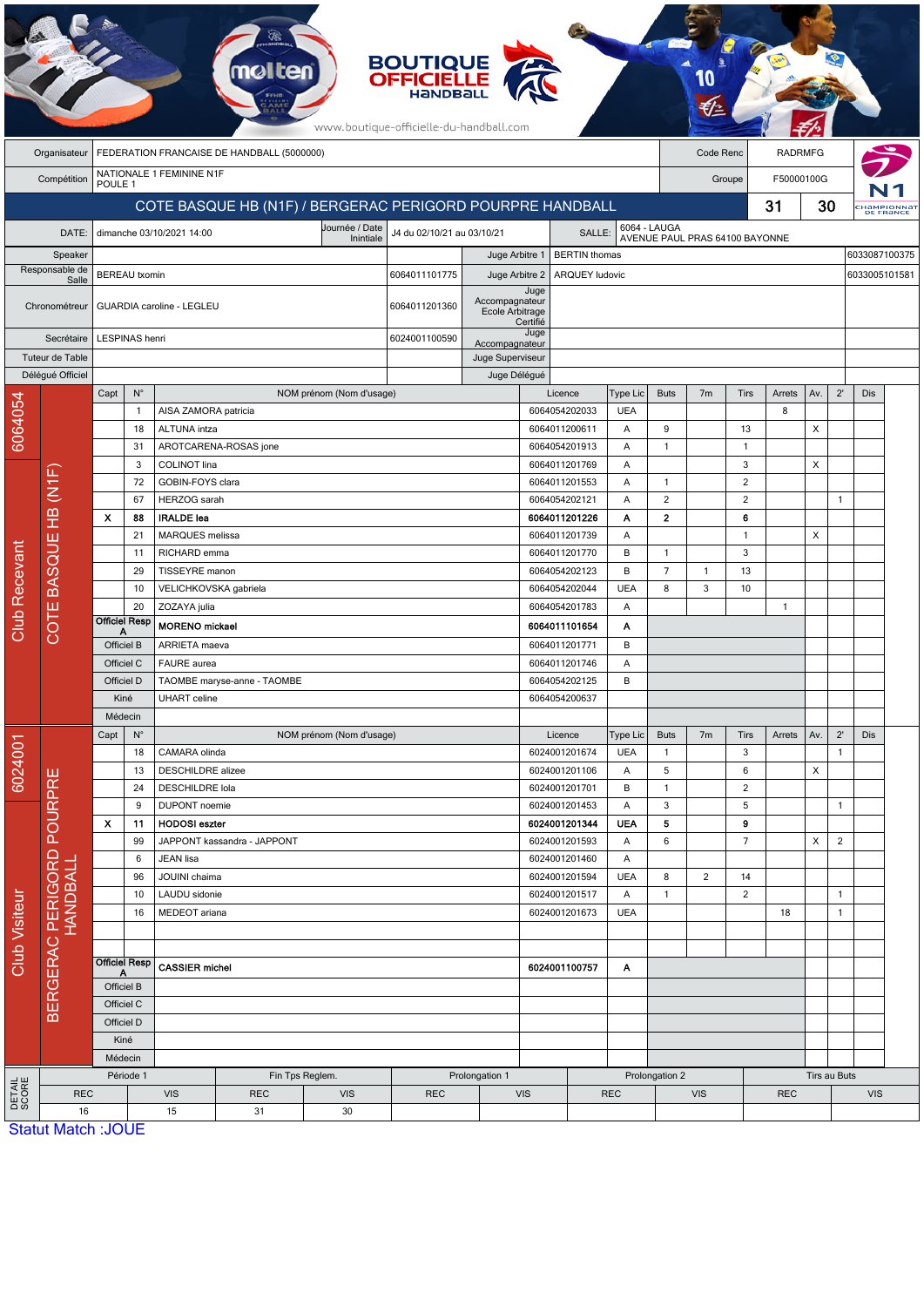BOUTIQUE OFFICIELLE HANDBALL

www.boutique-officielle-du-handball.com

| | | | |
|---|---|---|---|
| Organisateur | FEDERATION FRANCAISE DE HANDBALL (5000000) | Code Renc | RADRMFG |
| Compétition | NATIONALE 1 FEMININE N1F POULE 1 | Groupe | F50000100G |

## COTE BASQUE HB (N1F) / BERGERAC PERIGORD POURPRE HANDBALL — 31 - 30

| | | | | | |
|---|---|---|---|---|---|
| DATE: | dimanche 03/10/2021 14:00 | Journée / Date Inintiale | J4 du 02/10/21 au 03/10/21 | SALLE: | 6064 - LAUGA AVENUE PAUL PRAS 64100 BAYONNE |
| Speaker | | | Juge Arbitre 1 | BERTIN thomas | 6033087100375 |
| Responsable de Salle | BEREAU txomin | 6064011101775 | Juge Arbitre 2 | ARQUEY ludovic | 6033005101581 |
| Chronométreur | GUARDIA caroline - LEGLEU | 6064011201360 | Juge Accompagnateur Ecole Arbitrage Certifié | | |
| Secrétaire | LESPINAS henri | 6024001100590 | Juge Accompagnateur | | |
| Tuteur de Table | | | Juge Superviseur | | |
| Délégué Officiel | | | Juge Délégué | | |

### Club Recevant — 6064054 — COTE BASQUE HB (N1F)

| Capt | N° | NOM prénom (Nom d'usage) | Licence | Type Lic | Buts | 7m | Tirs | Arrets | Av. | 2' | Dis |
|---|---|---|---|---|---|---|---|---|---|---|---|
| | 1 | AISA ZAMORA patricia | 6064054202033 | UEA | | | | 8 | | | |
| | 18 | ALTUNA intza | 6064011200611 | A | 9 | | 13 | | X | | |
| | 31 | AROTCARENA-ROSAS jone | 6064054201913 | A | 1 | | 1 | | | | |
| | 3 | COLINOT lina | 6064011201769 | A | | | 3 | | X | | |
| | 72 | GOBIN-FOYS clara | 6064011201553 | A | 1 | | 2 | | | | |
| | 67 | HERZOG sarah | 6064054202121 | A | 2 | | 2 | | | 1 | |
| X | 88 | **IRALDE lea** | **6064011201226** | **A** | **2** | | **6** | | | | |
| | 21 | MARQUES melissa | 6064011201739 | A | | | 1 | | X | | |
| | 11 | RICHARD emma | 6064011201770 | B | 1 | | 3 | | | | |
| | 29 | TISSEYRE manon | 6064054202123 | B | 7 | 1 | 13 | | | | |
| | 10 | VELICHKOVSKA gabriela | 6064054202044 | UEA | 8 | 3 | 10 | | | | |
| | 20 | ZOZAYA julia | 6064054201783 | A | | | | 1 | | | |
| Officiel Resp A | | **MORENO mickael** | **6064011101654** | **A** | | | | | | | |
| Officiel B | | ARRIETA maeva | 6064011201771 | B | | | | | | | |
| Officiel C | | FAURE aurea | 6064011201746 | A | | | | | | | |
| Officiel D | | TAOMBE maryse-anne - TAOMBE | 6064054202125 | B | | | | | | | |
| Kiné | | UHART celine | 6064054200637 | | | | | | | | |
| Médecin | | | | | | | | | | | |

### Club Visiteur — 6024001 — BERGERAC PERIGORD POURPRE HANDBALL

| Capt | N° | NOM prénom (Nom d'usage) | Licence | Type Lic | Buts | 7m | Tirs | Arrets | Av. | 2' | Dis |
|---|---|---|---|---|---|---|---|---|---|---|---|
| | 18 | CAMARA olinda | 6024001201674 | UEA | 1 | | 3 | | | 1 | |
| | 13 | DESCHILDRE alizee | 6024001201106 | A | 5 | | 6 | | X | | |
| | 24 | DESCHILDRE lola | 6024001201701 | B | 1 | | 2 | | | | |
| | 9 | DUPONT noemie | 6024001201453 | A | 3 | | 5 | | | 1 | |
| X | 11 | **HODOSI eszter** | **6024001201344** | **UEA** | **5** | | **9** | | | | |
| | 99 | JAPPONT kassandra - JAPPONT | 6024001201593 | A | 6 | | 7 | | X | 2 | |
| | 6 | JEAN lisa | 6024001201460 | A | | | | | | | |
| | 96 | JOUINI chaima | 6024001201594 | UEA | 8 | 2 | 14 | | | | |
| | 10 | LAUDU sidonie | 6024001201517 | A | 1 | | 2 | | | 1 | |
| | 16 | MEDEOT ariana | 6024001201673 | UEA | | | | 18 | | 1 | |
| Officiel Resp A | | **CASSIER michel** | **6024001100757** | **A** | | | | | | | |
| Officiel B | | | | | | | | | | | |
| Officiel C | | | | | | | | | | | |
| Officiel D | | | | | | | | | | | |
| Kiné | | | | | | | | | | | |
| Médecin | | | | | | | | | | | |

### DETAIL SCORE

| Période 1 | | Fin Tps Reglem. | | Prolongation 1 | | Prolongation 2 | | Tirs au Buts | |
|---|---|---|---|---|---|---|---|---|---|
| REC | VIS | REC | VIS | REC | VIS | REC | VIS | REC | VIS |
| 16 | 15 | 31 | 30 | | | | | | |

Statut Match :JOUE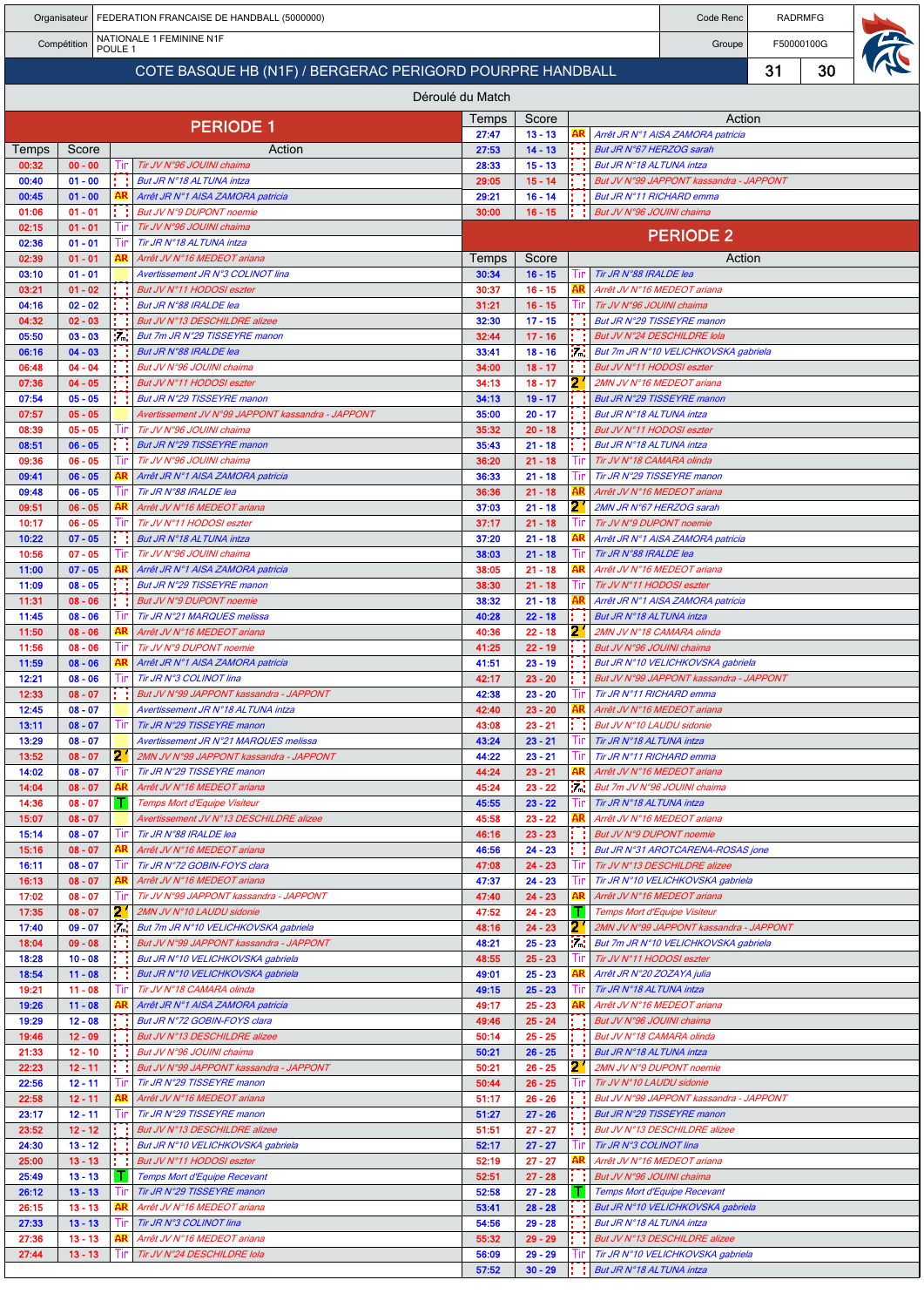| Organisateur | FEDERATION FRANCAISE DE HANDBALL (5000000) | Code Renc | RADRMFG |
|---|---|---|---|
| Compétition | NATIONALE 1 FEMININE N1F POULE 1 | Groupe | F50000100G |

## COTE BASQUE HB (N1F) / BERGERAC PERIGORD POURPRE HANDBALL — 31 / 30

### Déroulé du Match

## PERIODE 1

| Temps | Score | | Action |
|---|---|---|---|
| 00:32 | 00 - 00 | Tir | Tir JV N°96 JOUINI chaima |
| 00:40 | 01 - 00 | | But JR N°18 ALTUNA intza |
| 00:45 | 01 - 00 | AR | Arrêt JR N°1 AISA ZAMORA patricia |
| 01:06 | 01 - 01 | | But JV N°9 DUPONT noemie |
| 02:15 | 01 - 01 | Tir | Tir JV N°96 JOUINI chaima |
| 02:36 | 01 - 01 | Tir | Tir JR N°18 ALTUNA intza |
| 02:39 | 01 - 01 | AR | Arrêt JV N°16 MEDEOT ariana |
| 03:10 | 01 - 01 | | Avertissement JR N°3 COLINOT lina |
| 03:21 | 01 - 02 | | But JV N°11 HODOSI eszter |
| 04:16 | 02 - 02 | | But JR N°88 IRALDE lea |
| 04:32 | 02 - 03 | | But JV N°13 DESCHILDRE alizee |
| 05:50 | 03 - 03 | 7m | But 7m JR N°29 TISSEYRE manon |
| 06:16 | 04 - 03 | | But JR N°88 IRALDE lea |
| 06:48 | 04 - 04 | | But JV N°96 JOUINI chaima |
| 07:36 | 04 - 05 | | But JV N°11 HODOSI eszter |
| 07:54 | 05 - 05 | | But JR N°29 TISSEYRE manon |
| 07:57 | 05 - 05 | | Avertissement JV N°99 JAPPONT kassandra - JAPPONT |
| 08:39 | 05 - 05 | Tir | Tir JV N°96 JOUINI chaima |
| 08:51 | 06 - 05 | | But JR N°29 TISSEYRE manon |
| 09:36 | 06 - 05 | Tir | Tir JV N°96 JOUINI chaima |
| 09:41 | 06 - 05 | AR | Arrêt JR N°1 AISA ZAMORA patricia |
| 09:48 | 06 - 05 | Tir | Tir JR N°88 IRALDE lea |
| 09:51 | 06 - 05 | AR | Arrêt JV N°16 MEDEOT ariana |
| 10:17 | 06 - 05 | Tir | Tir JV N°11 HODOSI eszter |
| 10:22 | 07 - 05 | | But JR N°18 ALTUNA intza |
| 10:56 | 07 - 05 | Tir | Tir JV N°96 JOUINI chaima |
| 11:00 | 07 - 05 | AR | Arrêt JR N°1 AISA ZAMORA patricia |
| 11:09 | 08 - 05 | | But JR N°29 TISSEYRE manon |
| 11:31 | 08 - 06 | | But JV N°9 DUPONT noemie |
| 11:45 | 08 - 06 | Tir | Tir JR N°21 MARQUES melissa |
| 11:50 | 08 - 06 | AR | Arrêt JV N°16 MEDEOT ariana |
| 11:56 | 08 - 06 | Tir | Tir JV N°9 DUPONT noemie |
| 11:59 | 08 - 06 | AR | Arrêt JR N°1 AISA ZAMORA patricia |
| 12:21 | 08 - 06 | Tir | Tir JR N°3 COLINOT lina |
| 12:33 | 08 - 07 | | But JV N°99 JAPPONT kassandra - JAPPONT |
| 12:45 | 08 - 07 | | Avertissement JR N°18 ALTUNA intza |
| 13:11 | 08 - 07 | Tir | Tir JR N°29 TISSEYRE manon |
| 13:29 | 08 - 07 | | Avertissement JR N°21 MARQUES melissa |
| 13:52 | 08 - 07 | 2' | 2MN JV N°99 JAPPONT kassandra - JAPPONT |
| 14:02 | 08 - 07 | Tir | Tir JR N°29 TISSEYRE manon |
| 14:04 | 08 - 07 | AR | Arrêt JV N°16 MEDEOT ariana |
| 14:36 | 08 - 07 | T | Temps Mort d'Equipe Visiteur |
| 15:07 | 08 - 07 | | Avertissement JV N°13 DESCHILDRE alizee |
| 15:14 | 08 - 07 | Tir | Tir JR N°88 IRALDE lea |
| 15:16 | 08 - 07 | AR | Arrêt JV N°16 MEDEOT ariana |
| 16:11 | 08 - 07 | Tir | Tir JR N°72 GOBIN-FOYS clara |
| 16:13 | 08 - 07 | AR | Arrêt JV N°16 MEDEOT ariana |
| 17:02 | 08 - 07 | Tir | Tir JV N°99 JAPPONT kassandra - JAPPONT |
| 17:35 | 08 - 07 | 2' | 2MN JV N°10 LAUDU sidonie |
| 17:40 | 09 - 07 | 7m | But 7m JR N°10 VELICHKOVSKA gabriela |
| 18:04 | 09 - 08 | | But JV N°99 JAPPONT kassandra - JAPPONT |
| 18:28 | 10 - 08 | | But JR N°10 VELICHKOVSKA gabriela |
| 18:54 | 11 - 08 | | But JR N°10 VELICHKOVSKA gabriela |
| 19:21 | 11 - 08 | Tir | Tir JV N°18 CAMARA olinda |
| 19:26 | 11 - 08 | AR | Arrêt JR N°1 AISA ZAMORA patricia |
| 19:29 | 12 - 08 | | But JR N°72 GOBIN-FOYS clara |
| 19:46 | 12 - 09 | | But JV N°13 DESCHILDRE alizee |
| 21:33 | 12 - 10 | | But JV N°96 JOUINI chaima |
| 22:23 | 12 - 11 | | But JV N°99 JAPPONT kassandra - JAPPONT |
| 22:56 | 12 - 11 | Tir | Tir JR N°29 TISSEYRE manon |
| 22:58 | 12 - 11 | AR | Arrêt JV N°16 MEDEOT ariana |
| 23:17 | 12 - 11 | Tir | Tir JR N°29 TISSEYRE manon |
| 23:52 | 12 - 12 | | But JV N°13 DESCHILDRE alizee |
| 24:30 | 13 - 12 | | But JR N°10 VELICHKOVSKA gabriela |
| 25:00 | 13 - 13 | | But JV N°11 HODOSI eszter |
| 25:49 | 13 - 13 | T | Temps Mort d'Equipe Recevant |
| 26:12 | 13 - 13 | Tir | Tir JR N°29 TISSEYRE manon |
| 26:15 | 13 - 13 | AR | Arrêt JV N°16 MEDEOT ariana |
| 27:33 | 13 - 13 | Tir | Tir JR N°3 COLINOT lina |
| 27:36 | 13 - 13 | AR | Arrêt JV N°16 MEDEOT ariana |
| 27:44 | 13 - 13 | Tir | Tir JV N°24 DESCHILDRE lola |
| 27:47 | 13 - 13 | AR | Arrêt JR N°1 AISA ZAMORA patricia |
| 27:53 | 14 - 13 | | But JR N°67 HERZOG sarah |
| 28:33 | 15 - 13 | | But JR N°18 ALTUNA intza |
| 29:05 | 15 - 14 | | But JV N°99 JAPPONT kassandra - JAPPONT |
| 29:21 | 16 - 14 | | But JR N°11 RICHARD emma |
| 30:00 | 16 - 15 | | But JV N°96 JOUINI chaima |

## PERIODE 2

| Temps | Score | | Action |
|---|---|---|---|
| 30:34 | 16 - 15 | Tir | Tir JR N°88 IRALDE lea |
| 30:37 | 16 - 15 | AR | Arrêt JV N°16 MEDEOT ariana |
| 31:21 | 16 - 15 | Tir | Tir JV N°96 JOUINI chaima |
| 32:30 | 17 - 15 | | But JR N°29 TISSEYRE manon |
| 32:44 | 17 - 16 | | But JV N°24 DESCHILDRE lola |
| 33:41 | 18 - 16 | 7m | But 7m JR N°10 VELICHKOVSKA gabriela |
| 34:00 | 18 - 17 | | But JV N°11 HODOSI eszter |
| 34:13 | 18 - 17 | 2' | 2MN JV N°16 MEDEOT ariana |
| 34:13 | 19 - 17 | | But JR N°29 TISSEYRE manon |
| 35:00 | 20 - 17 | | But JR N°18 ALTUNA intza |
| 35:32 | 20 - 18 | | But JV N°11 HODOSI eszter |
| 35:43 | 21 - 18 | | But JR N°18 ALTUNA intza |
| 36:20 | 21 - 18 | Tir | Tir JV N°18 CAMARA olinda |
| 36:33 | 21 - 18 | Tir | Tir JR N°29 TISSEYRE manon |
| 36:36 | 21 - 18 | AR | Arrêt JV N°16 MEDEOT ariana |
| 37:03 | 21 - 18 | 2' | 2MN JR N°67 HERZOG sarah |
| 37:17 | 21 - 18 | Tir | Tir JV N°9 DUPONT noemie |
| 37:20 | 21 - 18 | AR | Arrêt JR N°1 AISA ZAMORA patricia |
| 38:03 | 21 - 18 | Tir | Tir JR N°88 IRALDE lea |
| 38:05 | 21 - 18 | AR | Arrêt JV N°16 MEDEOT ariana |
| 38:30 | 21 - 18 | Tir | Tir JV N°11 HODOSI eszter |
| 38:32 | 21 - 18 | AR | Arrêt JR N°1 AISA ZAMORA patricia |
| 40:28 | 22 - 18 | | But JR N°18 ALTUNA intza |
| 40:36 | 22 - 18 | 2' | 2MN JV N°18 CAMARA olinda |
| 41:25 | 22 - 19 | | But JV N°96 JOUINI chaima |
| 41:51 | 23 - 19 | | But JR N°10 VELICHKOVSKA gabriela |
| 42:17 | 23 - 20 | | But JV N°99 JAPPONT kassandra - JAPPONT |
| 42:38 | 23 - 20 | Tir | Tir JR N°11 RICHARD emma |
| 42:40 | 23 - 20 | AR | Arrêt JV N°16 MEDEOT ariana |
| 43:08 | 23 - 21 | | But JV N°10 LAUDU sidonie |
| 43:24 | 23 - 21 | Tir | Tir JR N°18 ALTUNA intza |
| 44:22 | 23 - 21 | Tir | Tir JR N°11 RICHARD emma |
| 44:24 | 23 - 21 | AR | Arrêt JV N°16 MEDEOT ariana |
| 45:24 | 23 - 22 | 7m | But 7m JV N°96 JOUINI chaima |
| 45:55 | 23 - 22 | Tir | Tir JR N°18 ALTUNA intza |
| 45:58 | 23 - 22 | AR | Arrêt JV N°16 MEDEOT ariana |
| 46:16 | 23 - 23 | | But JV N°9 DUPONT noemie |
| 46:56 | 24 - 23 | | But JR N°31 AROTCARENA-ROSAS jone |
| 47:08 | 24 - 23 | Tir | Tir JV N°13 DESCHILDRE alizee |
| 47:37 | 24 - 23 | Tir | Tir JR N°10 VELICHKOVSKA gabriela |
| 47:40 | 24 - 23 | AR | Arrêt JV N°16 MEDEOT ariana |
| 47:52 | 24 - 23 | T | Temps Mort d'Equipe Visiteur |
| 48:16 | 24 - 23 | 2' | 2MN JV N°99 JAPPONT kassandra - JAPPONT |
| 48:21 | 25 - 23 | 7m | But 7m JR N°10 VELICHKOVSKA gabriela |
| 48:55 | 25 - 23 | Tir | Tir JV N°11 HODOSI eszter |
| 49:01 | 25 - 23 | AR | Arrêt JR N°20 ZOZAYA julia |
| 49:15 | 25 - 23 | Tir | Tir JR N°18 ALTUNA intza |
| 49:17 | 25 - 23 | AR | Arrêt JV N°16 MEDEOT ariana |
| 49:46 | 25 - 24 | | But JV N°96 JOUINI chaima |
| 50:14 | 25 - 25 | | But JV N°18 CAMARA olinda |
| 50:21 | 26 - 25 | | But JR N°18 ALTUNA intza |
| 50:21 | 26 - 25 | 2' | 2MN JV N°9 DUPONT noemie |
| 50:44 | 26 - 25 | Tir | Tir JV N°10 LAUDU sidonie |
| 51:17 | 26 - 26 | | But JV N°99 JAPPONT kassandra - JAPPONT |
| 51:27 | 27 - 26 | | But JR N°29 TISSEYRE manon |
| 51:51 | 27 - 27 | | But JV N°13 DESCHILDRE alizee |
| 52:17 | 27 - 27 | Tir | Tir JR N°3 COLINOT lina |
| 52:19 | 27 - 27 | AR | Arrêt JV N°16 MEDEOT ariana |
| 52:51 | 27 - 28 | | But JV N°96 JOUINI chaima |
| 52:58 | 27 - 28 | T | Temps Mort d'Equipe Recevant |
| 53:41 | 28 - 28 | | But JR N°10 VELICHKOVSKA gabriela |
| 54:56 | 29 - 28 | | But JR N°18 ALTUNA intza |
| 55:32 | 29 - 29 | | But JV N°13 DESCHILDRE alizee |
| 56:09 | 29 - 29 | Tir | Tir JR N°10 VELICHKOVSKA gabriela |
| 57:52 | 30 - 29 | | But JR N°18 ALTUNA intza |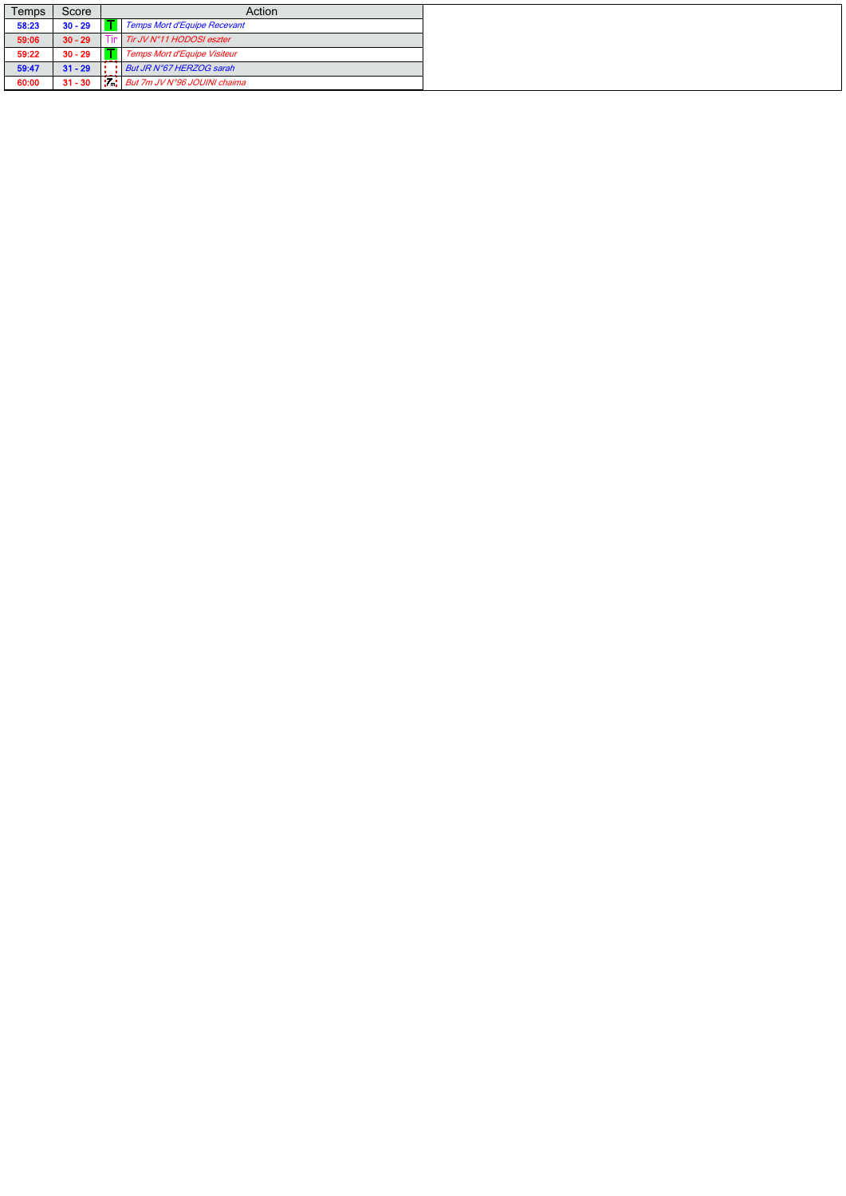| Temps | Score | | Action |
|---|---|---|---|
| **58:23** | **30 - 29** | T | *Temps Mort d'Equipe Recevant* |
| **59:06** | **30 - 29** | Tir | *Tir JV N°11 HODOSI eszter* |
| **59:22** | **30 - 29** | T | *Temps Mort d'Equipe Visiteur* |
| **59:47** | **31 - 29** | | *But JR N°67 HERZOG sarah* |
| **60:00** | **31 - 30** | 7m | *But 7m JV N°96 JOUINI chaima* |